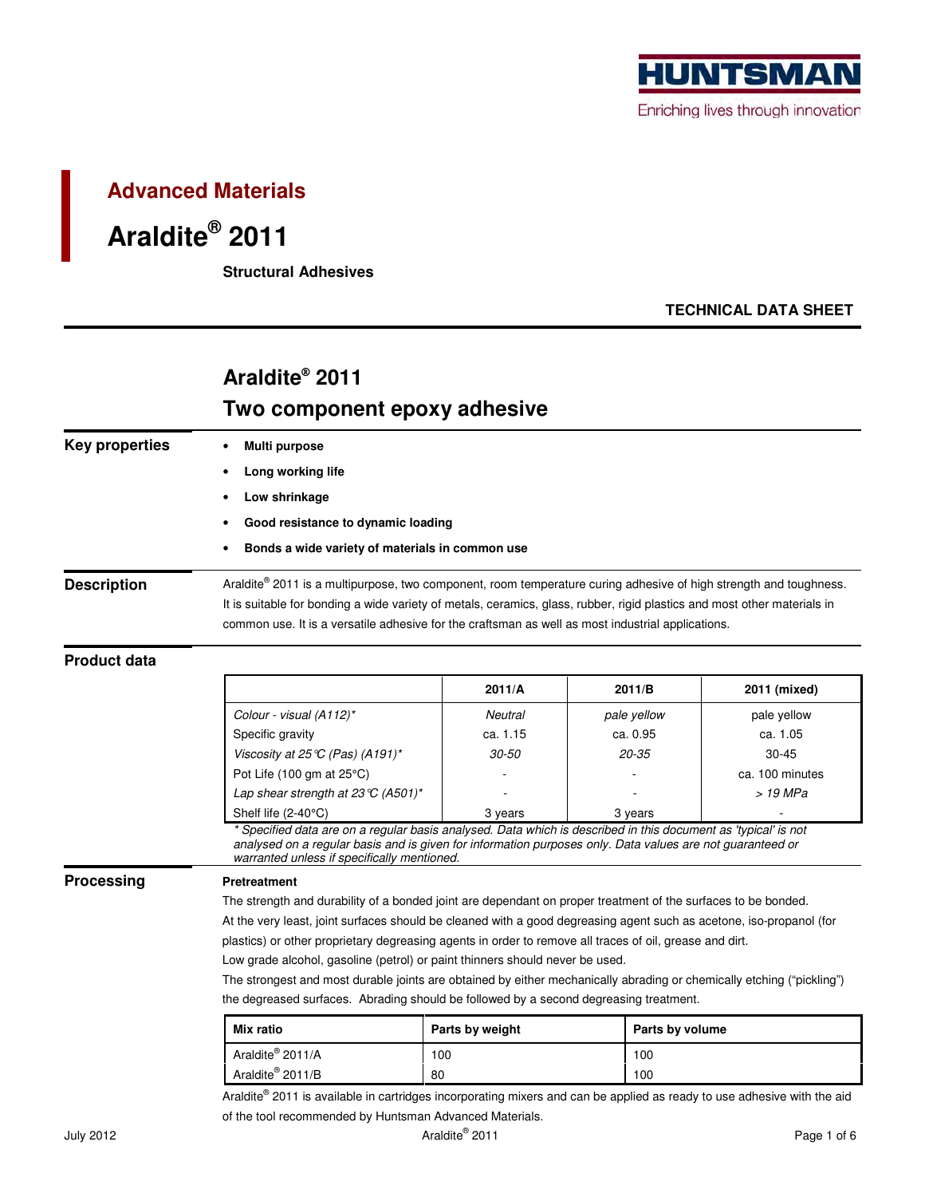HUNTSMAN

Enriching lives through innovation

# Advanced Materials

# Araldite® 2011

**Structural Adhesives**

**TECHNICAL DATA SHEET**

## Araldite® 2011
## Two component epoxy adhesive

### Key properties

- **Multi purpose**
- **Long working life**
- **Low shrinkage**
- **Good resistance to dynamic loading**
- **Bonds a wide variety of materials in common use**

### Description

Araldite® 2011 is a multipurpose, two component, room temperature curing adhesive of high strength and toughness. It is suitable for bonding a wide variety of metals, ceramics, glass, rubber, rigid plastics and most other materials in common use. It is a versatile adhesive for the craftsman as well as most industrial applications.

### Product data

| | 2011/A | 2011/B | 2011 (mixed) |
|---|---|---|---|
| *Colour - visual (A112)\** | *Neutral* | *pale yellow* | pale yellow |
| Specific gravity | ca. 1.15 | ca. 0.95 | ca. 1.05 |
| *Viscosity at 25°C (Pas) (A191)\** | *30-50* | *20-35* | 30-45 |
| Pot Life (100 gm at 25°C) | - | - | ca. 100 minutes |
| *Lap shear strength at 23°C (A501)\** | - | - | *> 19 MPa* |
| Shelf life (2-40°C) | 3 years | 3 years | - |

*\* Specified data are on a regular basis analysed. Data which is described in this document as 'typical' is not analysed on a regular basis and is given for information purposes only. Data values are not guaranteed or warranted unless if specifically mentioned.*

### Processing

**Pretreatment**

The strength and durability of a bonded joint are dependant on proper treatment of the surfaces to be bonded.

At the very least, joint surfaces should be cleaned with a good degreasing agent such as acetone, iso-propanol (for plastics) or other proprietary degreasing agents in order to remove all traces of oil, grease and dirt.

Low grade alcohol, gasoline (petrol) or paint thinners should never be used.

The strongest and most durable joints are obtained by either mechanically abrading or chemically etching ("pickling") the degreased surfaces. Abrading should be followed by a second degreasing treatment.

| Mix ratio | Parts by weight | Parts by volume |
|---|---|---|
| Araldite® 2011/A | 100 | 100 |
| Araldite® 2011/B | 80 | 100 |

Araldite® 2011 is available in cartridges incorporating mixers and can be applied as ready to use adhesive with the aid of the tool recommended by Huntsman Advanced Materials.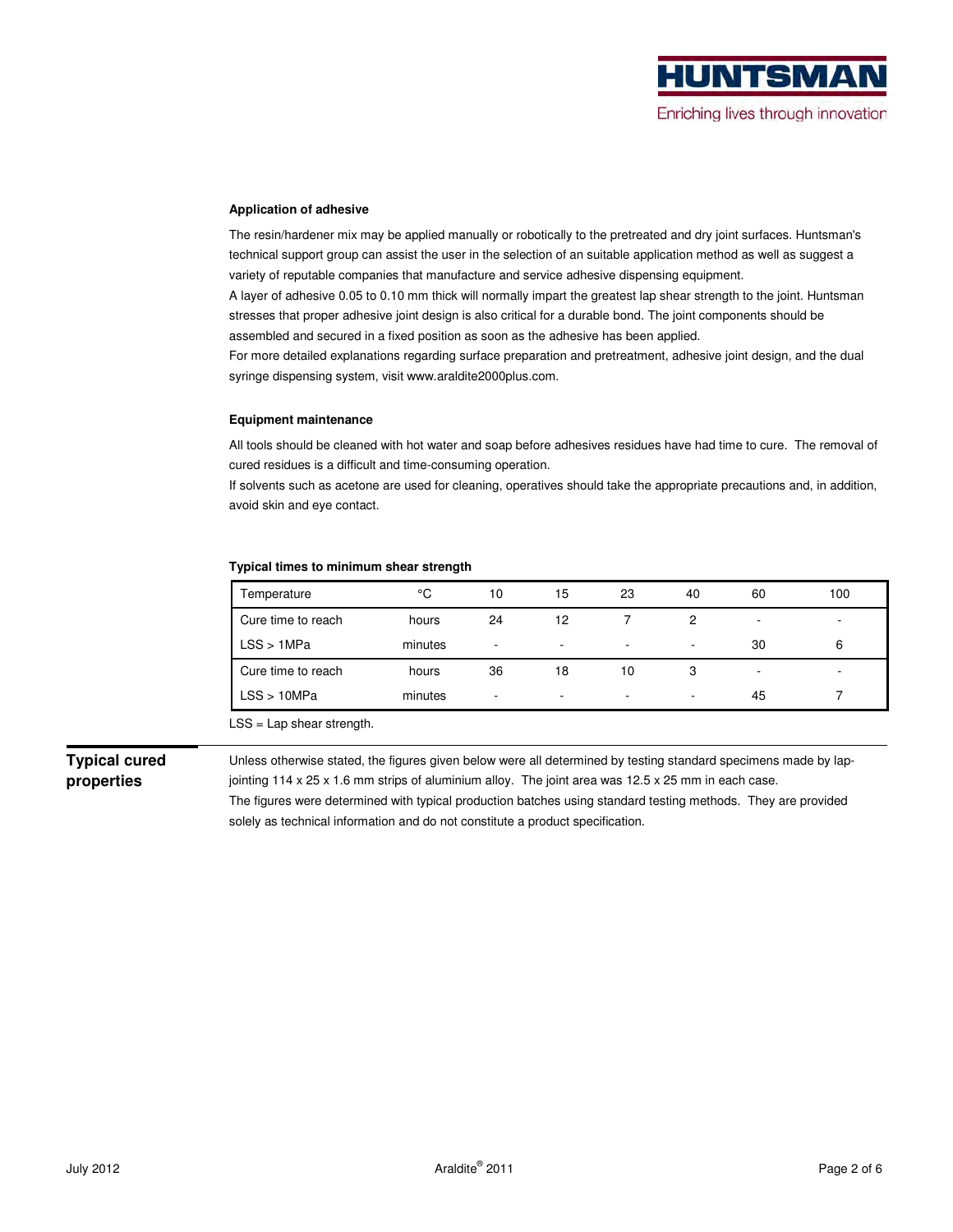#### Application of adhesive

The resin/hardener mix may be applied manually or robotically to the pretreated and dry joint surfaces. Huntsman's technical support group can assist the user in the selection of an suitable application method as well as suggest a variety of reputable companies that manufacture and service adhesive dispensing equipment.
A layer of adhesive 0.05 to 0.10 mm thick will normally impart the greatest lap shear strength to the joint. Huntsman stresses that proper adhesive joint design is also critical for a durable bond. The joint components should be assembled and secured in a fixed position as soon as the adhesive has been applied.
For more detailed explanations regarding surface preparation and pretreatment, adhesive joint design, and the dual syringe dispensing system, visit www.araldite2000plus.com.

#### Equipment maintenance

All tools should be cleaned with hot water and soap before adhesives residues have had time to cure. The removal of cured residues is a difficult and time-consuming operation.
If solvents such as acetone are used for cleaning, operatives should take the appropriate precautions and, in addition, avoid skin and eye contact.

#### Typical times to minimum shear strength

| Temperature | °C | 10 | 15 | 23 | 40 | 60 | 100 |
|---|---|---|---|---|---|---|---|
| Cure time to reach | hours | 24 | 12 | 7 | 2 | - | - |
| LSS > 1MPa | minutes | - | - | - | - | 30 | 6 |
| Cure time to reach | hours | 36 | 18 | 10 | 3 | - | - |
| LSS > 10MPa | minutes | - | - | - | - | 45 | 7 |

LSS = Lap shear strength.

## Typical cured properties

Unless otherwise stated, the figures given below were all determined by testing standard specimens made by lap-jointing 114 x 25 x 1.6 mm strips of aluminium alloy. The joint area was 12.5 x 25 mm in each case.
The figures were determined with typical production batches using standard testing methods. They are provided solely as technical information and do not constitute a product specification.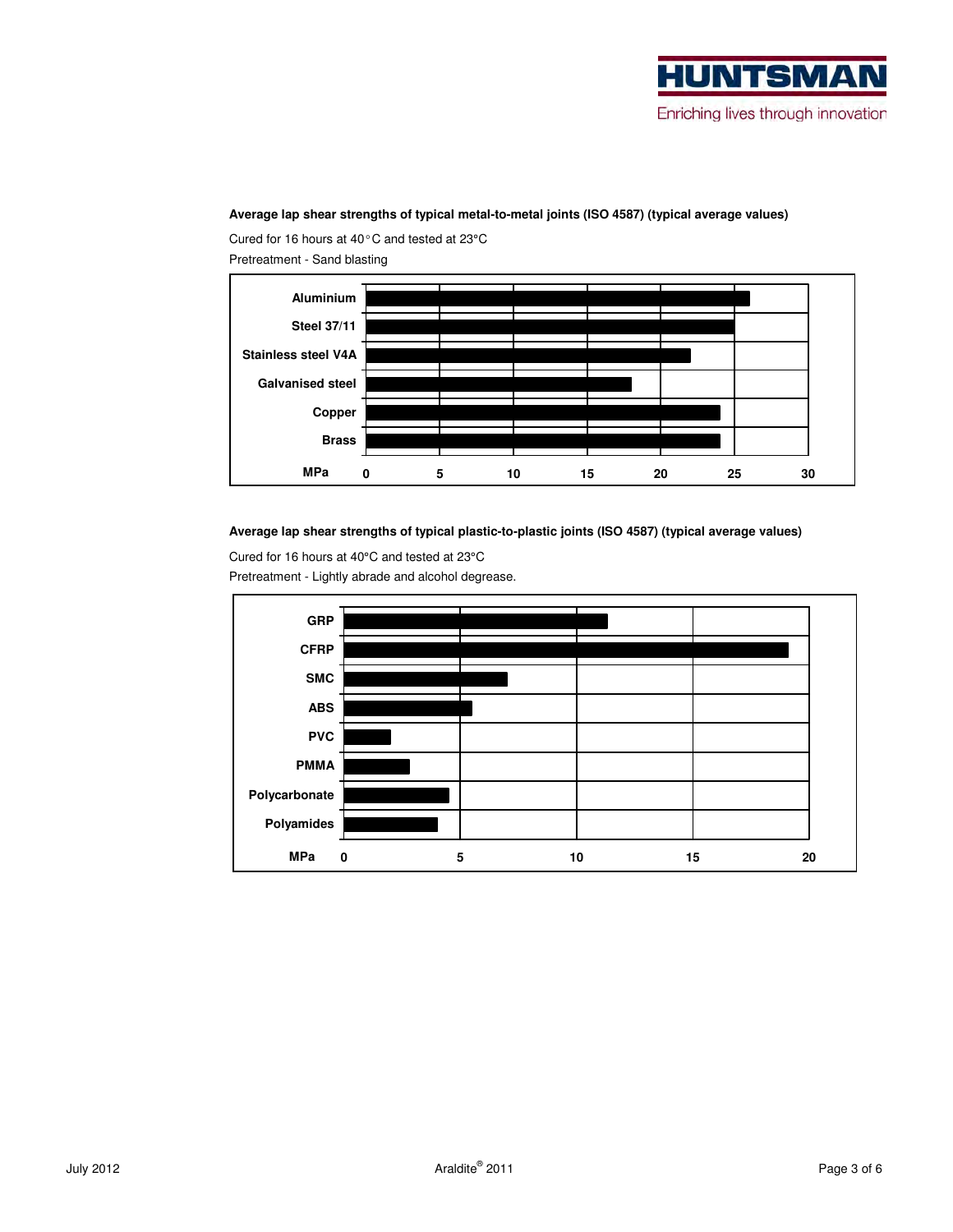**Average lap shear strengths of typical metal-to-metal joints (ISO 4587) (typical average values)**

Cured for 16 hours at 40°C and tested at 23°C

Pretreatment - Sand blasting

| Material | MPa (approx.) |
|---|---|
| Aluminium | 26 |
| Steel 37/11 | 25 |
| Stainless steel V4A | 22 |
| Galvanised steel | 18 |
| Copper | 24 |
| Brass | 24 |

**Average lap shear strengths of typical plastic-to-plastic joints (ISO 4587) (typical average values)**

Cured for 16 hours at 40°C and tested at 23°C

Pretreatment - Lightly abrade and alcohol degrease.

| Material | MPa (approx.) |
|---|---|
| GRP | 11.3 |
| CFRP | 19.1 |
| SMC | 7 |
| ABS | 5.5 |
| PVC | 2 |
| PMMA | 2.8 |
| Polycarbonate | 4.5 |
| Polyamides | 4 |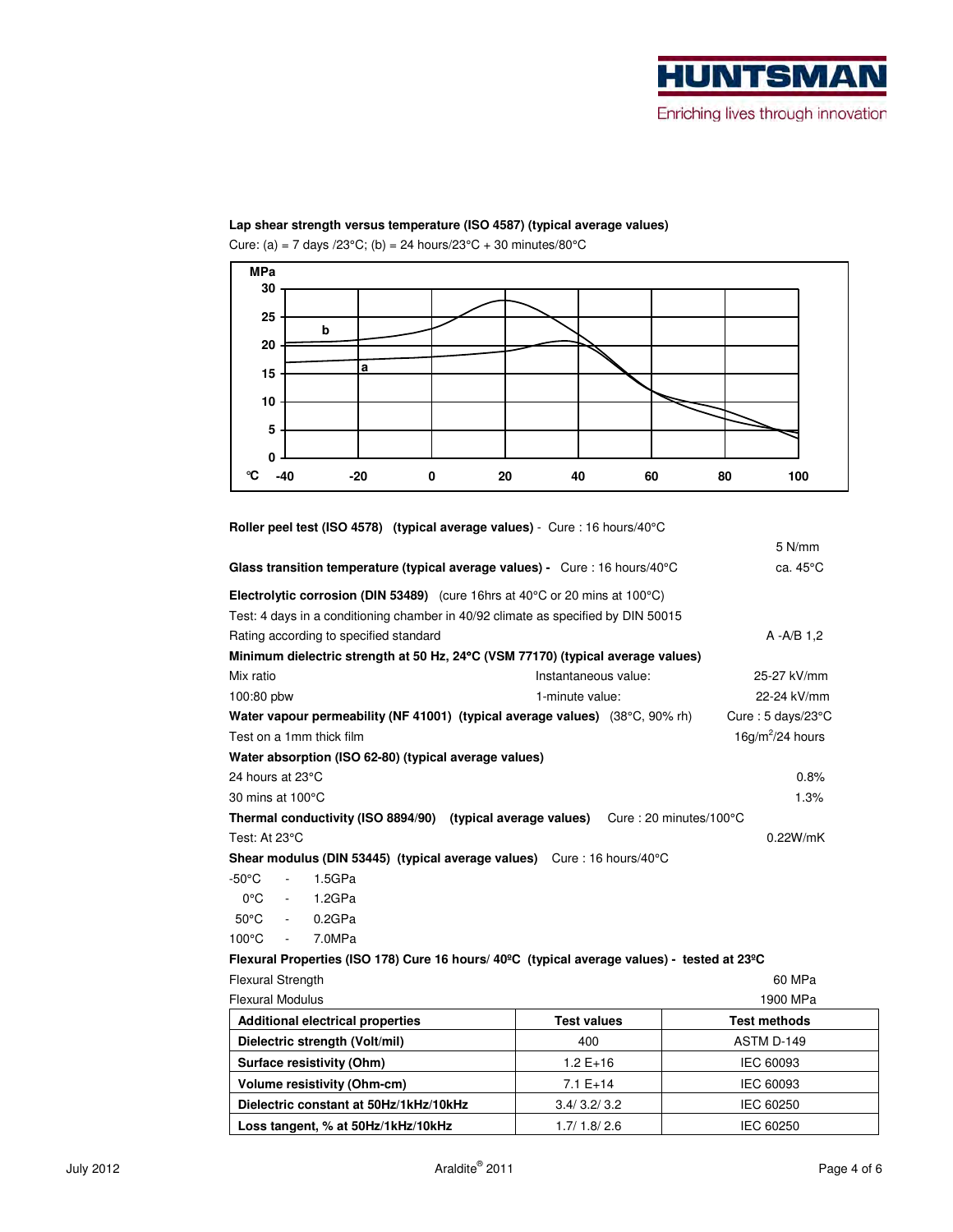**Lap shear strength versus temperature (ISO 4587) (typical average values)**

Cure: (a) = 7 days /23°C; (b) = 24 hours/23°C + 30 minutes/80°C

**Roller peel test (ISO 4578) (typical average values)** - Cure : 16 hours/40°C

5 N/mm

**Glass transition temperature (typical average values) -** Cure : 16 hours/40°C ca. 45°C

**Electrolytic corrosion (DIN 53489)** (cure 16hrs at 40°C or 20 mins at 100°C)

Test: 4 days in a conditioning chamber in 40/92 climate as specified by DIN 50015

Rating according to specified standard A -A/B 1,2

**Minimum dielectric strength at 50 Hz, 24°C (VSM 77170) (typical average values)**

| | | |
|---|---|---|
| Mix ratio | Instantaneous value: | 25-27 kV/mm |
| 100:80 pbw | 1-minute value: | 22-24 kV/mm |

**Water vapour permeability (NF 41001) (typical average values)** (38°C, 90% rh) Cure : 5 days/23°C

Test on a 1mm thick film 16g/m$^2$/24 hours

**Water absorption (ISO 62-80) (typical average values)**

| | |
|---|---|
| 24 hours at 23°C | 0.8% |
| 30 mins at 100°C | 1.3% |

**Thermal conductivity (ISO 8894/90) (typical average values)** Cure : 20 minutes/100°C

Test: At 23°C 0.22W/mK

**Shear modulus (DIN 53445) (typical average values)** Cure : 16 hours/40°C

-50°C - 1.5GPa
0°C - 1.2GPa
50°C - 0.2GPa
100°C - 7.0MPa

**Flexural Properties (ISO 178) Cure 16 hours/ 40ºC (typical average values) - tested at 23ºC**

| | |
|---|---|
| Flexural Strength | 60 MPa |
| Flexural Modulus | 1900 MPa |

| Additional electrical properties | Test values | Test methods |
|---|---|---|
| Dielectric strength (Volt/mil) | 400 | ASTM D-149 |
| Surface resistivity (Ohm) | 1.2 E+16 | IEC 60093 |
| Volume resistivity (Ohm-cm) | 7.1 E+14 | IEC 60093 |
| Dielectric constant at 50Hz/1kHz/10kHz | 3.4/ 3.2/ 3.2 | IEC 60250 |
| Loss tangent, % at 50Hz/1kHz/10kHz | 1.7/ 1.8/ 2.6 | IEC 60250 |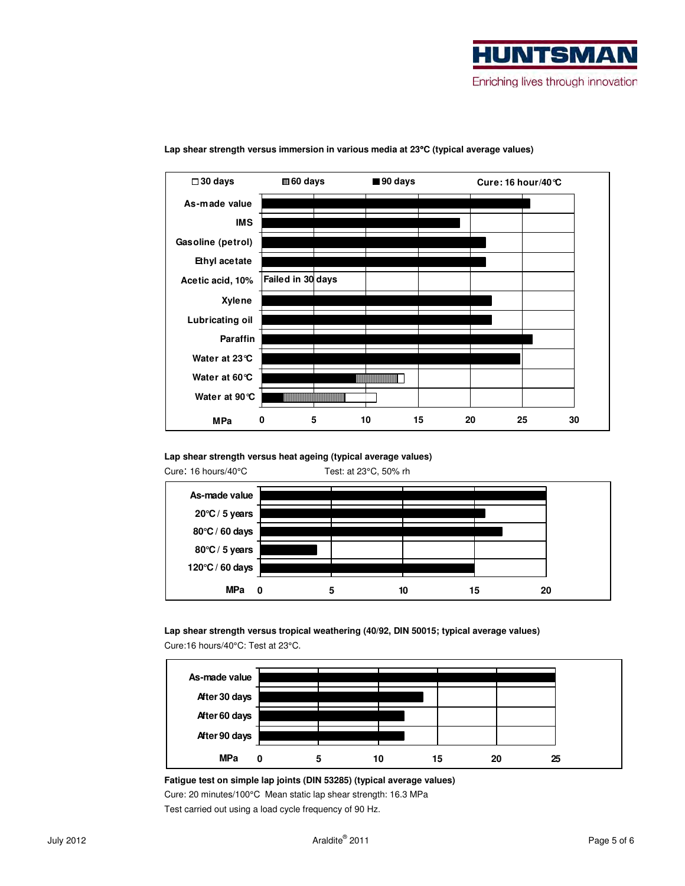**Lap shear strength versus immersion in various media at 23°C (typical average values)**

□ 30 days ▨ 60 days ■ 90 days Cure: 16 hour/40°C

| Medium | MPa |
|---|---|
| As-made value | |
| IMS | |
| Gasoline (petrol) | |
| Ethyl acetate | |
| Acetic acid, 10% | Failed in 30 days |
| Xylene | |
| Lubricating oil | |
| Paraffin | |
| Water at 23°C | |
| Water at 60°C | |
| Water at 90°C | |

MPa 0 5 10 15 20 25 30

**Lap shear strength versus heat ageing (typical average values)**

Cure: 16 hours/40°C Test: at 23°C, 50% rh

| Condition | MPa |
|---|---|
| As-made value | |
| 20°C / 5 years | |
| 80°C / 60 days | |
| 80°C / 5 years | |
| 120°C / 60 days | |

MPa 0 5 10 15 20

**Lap shear strength versus tropical weathering (40/92, DIN 50015; typical average values)**

Cure:16 hours/40°C: Test at 23°C.

| Condition | MPa |
|---|---|
| As-made value | |
| After 30 days | |
| After 60 days | |
| After 90 days | |

MPa 0 5 10 15 20 25

**Fatigue test on simple lap joints (DIN 53285) (typical average values)**

Cure: 20 minutes/100°C Mean static lap shear strength: 16.3 MPa

Test carried out using a load cycle frequency of 90 Hz.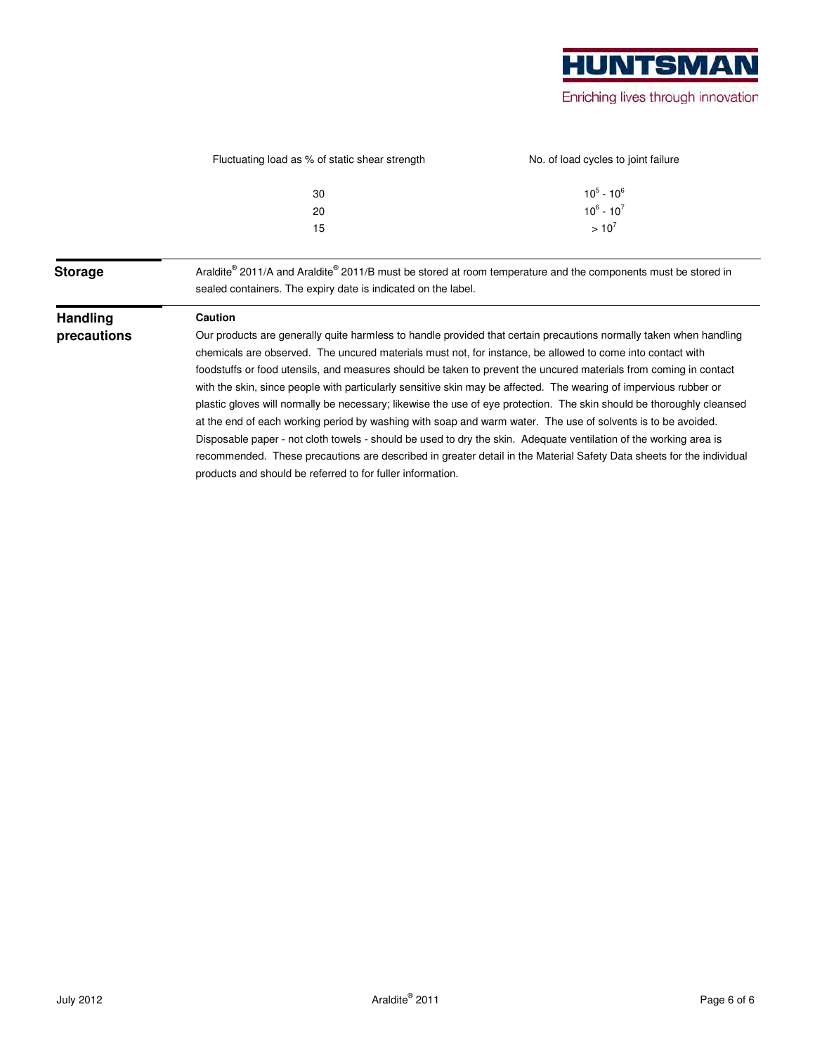| Fluctuating load as % of static shear strength | No. of load cycles to joint failure |
|---|---|
| 30 | $10^5$ - $10^6$ |
| 20 | $10^6$ - $10^7$ |
| 15 | > $10^7$ |

## Storage

Araldite® 2011/A and Araldite® 2011/B must be stored at room temperature and the components must be stored in sealed containers. The expiry date is indicated on the label.

## Handling precautions

**Caution**

Our products are generally quite harmless to handle provided that certain precautions normally taken when handling chemicals are observed. The uncured materials must not, for instance, be allowed to come into contact with foodstuffs or food utensils, and measures should be taken to prevent the uncured materials from coming in contact with the skin, since people with particularly sensitive skin may be affected. The wearing of impervious rubber or plastic gloves will normally be necessary; likewise the use of eye protection. The skin should be thoroughly cleansed at the end of each working period by washing with soap and warm water. The use of solvents is to be avoided. Disposable paper - not cloth towels - should be used to dry the skin. Adequate ventilation of the working area is recommended. These precautions are described in greater detail in the Material Safety Data sheets for the individual products and should be referred to for fuller information.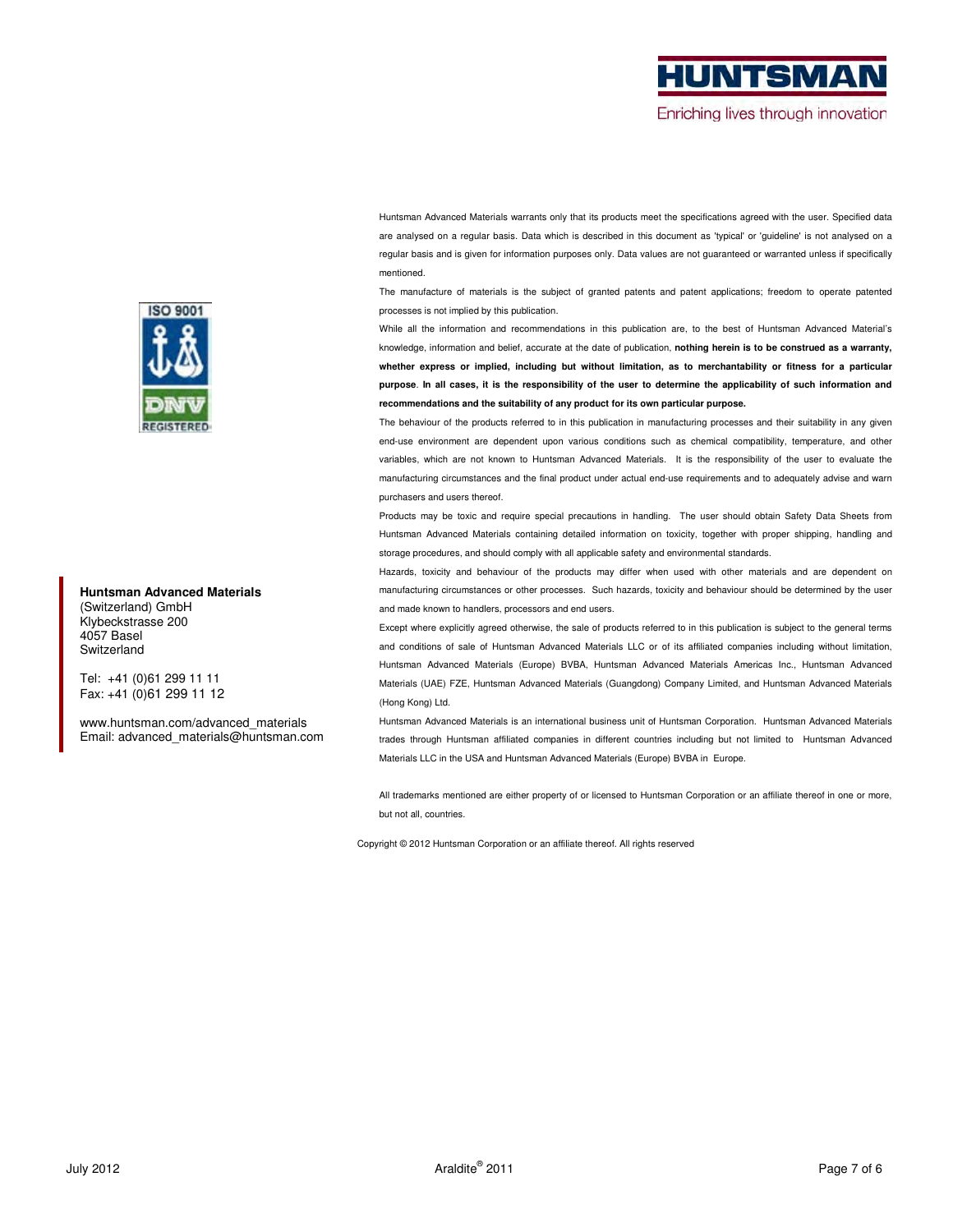**Huntsman Advanced Materials**
(Switzerland) GmbH
Klybeckstrasse 200
4057 Basel
Switzerland

Tel: +41 (0)61 299 11 11
Fax: +41 (0)61 299 11 12

www.huntsman.com/advanced_materials
Email: advanced_materials@huntsman.com

Huntsman Advanced Materials warrants only that its products meet the specifications agreed with the user. Specified data are analysed on a regular basis. Data which is described in this document as 'typical' or 'guideline' is not analysed on a regular basis and is given for information purposes only. Data values are not guaranteed or warranted unless if specifically mentioned.

The manufacture of materials is the subject of granted patents and patent applications; freedom to operate patented processes is not implied by this publication.

While all the information and recommendations in this publication are, to the best of Huntsman Advanced Material's knowledge, information and belief, accurate at the date of publication, **nothing herein is to be construed as a warranty, whether express or implied, including but without limitation, as to merchantability or fitness for a particular purpose**. **In all cases, it is the responsibility of the user to determine the applicability of such information and recommendations and the suitability of any product for its own particular purpose.**

The behaviour of the products referred to in this publication in manufacturing processes and their suitability in any given end-use environment are dependent upon various conditions such as chemical compatibility, temperature, and other variables, which are not known to Huntsman Advanced Materials. It is the responsibility of the user to evaluate the manufacturing circumstances and the final product under actual end-use requirements and to adequately advise and warn purchasers and users thereof.

Products may be toxic and require special precautions in handling. The user should obtain Safety Data Sheets from Huntsman Advanced Materials containing detailed information on toxicity, together with proper shipping, handling and storage procedures, and should comply with all applicable safety and environmental standards.

Hazards, toxicity and behaviour of the products may differ when used with other materials and are dependent on manufacturing circumstances or other processes. Such hazards, toxicity and behaviour should be determined by the user and made known to handlers, processors and end users.

Except where explicitly agreed otherwise, the sale of products referred to in this publication is subject to the general terms and conditions of sale of Huntsman Advanced Materials LLC or of its affiliated companies including without limitation, Huntsman Advanced Materials (Europe) BVBA, Huntsman Advanced Materials Americas Inc., Huntsman Advanced Materials (UAE) FZE, Huntsman Advanced Materials (Guangdong) Company Limited, and Huntsman Advanced Materials (Hong Kong) Ltd.

Huntsman Advanced Materials is an international business unit of Huntsman Corporation. Huntsman Advanced Materials trades through Huntsman affiliated companies in different countries including but not limited to Huntsman Advanced Materials LLC in the USA and Huntsman Advanced Materials (Europe) BVBA in Europe.

All trademarks mentioned are either property of or licensed to Huntsman Corporation or an affiliate thereof in one or more, but not all, countries.

Copyright © 2012 Huntsman Corporation or an affiliate thereof. All rights reserved